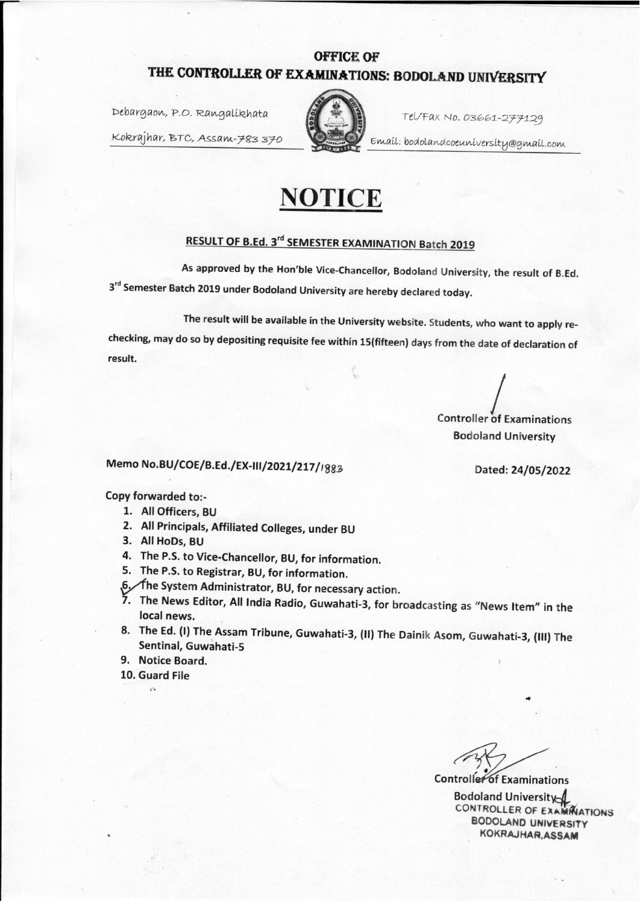# OFFICE OF
# THE CONTROLLER OF EXAMINATIONS: BODOLAND UNIVERSITY

Debargaon, P.O. Rangalikhata
Kokrajhar, BTC, Assam-783 370

Tel/Fax No. 03661-277129
Email: bodolandcoeuniversity@gmail.com

# NOTICE

## RESULT OF B.Ed. 3rd SEMESTER EXAMINATION Batch 2019

As approved by the Hon'ble Vice-Chancellor, Bodoland University, the result of B.Ed. 3rd Semester Batch 2019 under Bodoland University are hereby declared today.

The result will be available in the University website. Students, who want to apply re-checking, may do so by depositing requisite fee within 15(fifteen) days from the date of declaration of result.

Controller of Examinations
Bodoland University

Memo No.BU/COE/B.Ed./EX-III/2021/217/1883

Dated: 24/05/2022

Copy forwarded to:-

1. All Officers, BU
2. All Principals, Affiliated Colleges, under BU
3. All HoDs, BU
4. The P.S. to Vice-Chancellor, BU, for information.
5. The P.S. to Registrar, BU, for information.
6. The System Administrator, BU, for necessary action.
7. The News Editor, All India Radio, Guwahati-3, for broadcasting as "News Item" in the local news.
8. The Ed. (I) The Assam Tribune, Guwahati-3, (II) The Dainik Asom, Guwahati-3, (III) The Sentinal, Guwahati-5
9. Notice Board.
10. Guard File

Controller of Examinations
Bodoland University
CONTROLLER OF EXAMINATIONS
BODOLAND UNIVERSITY
KOKRAJHAR,ASSAM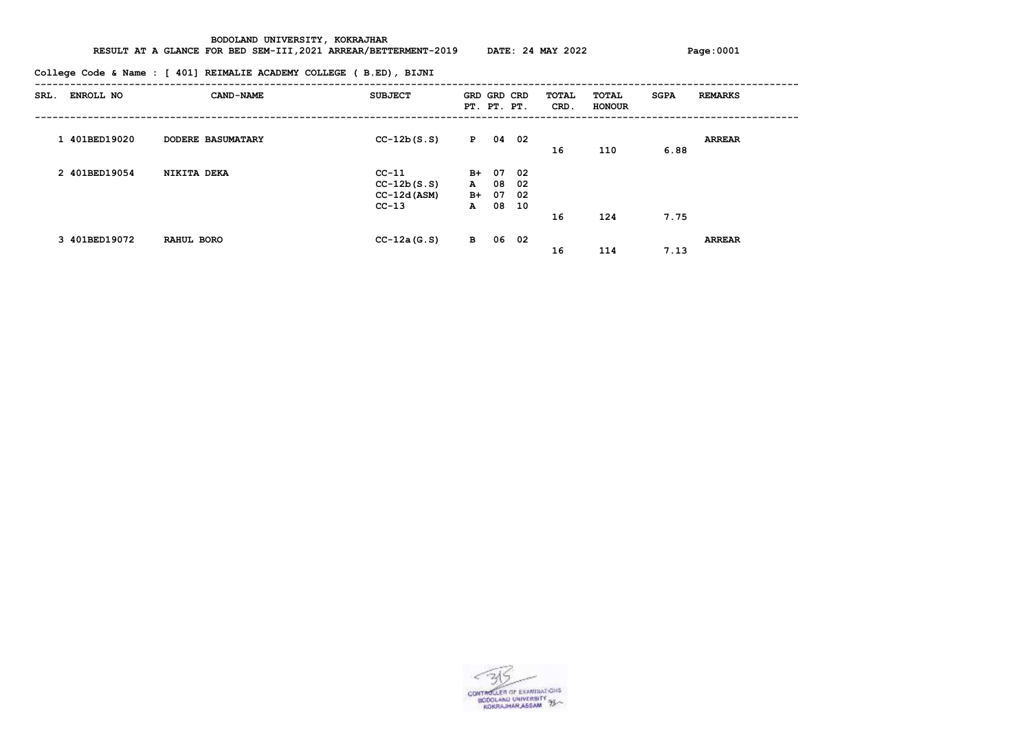BODOLAND UNIVERSITY, KOKRAJHAR

RESULT AT A GLANCE FOR BED SEM-III,2021 ARREAR/BETTERMENT-2019 DATE: 24 MAY 2022

**College Code & Name : [ 401] REIMALIE ACADEMY COLLEGE ( B.ED), BIJNI**

| SRL. | ENROLL NO | CAND-NAME | SUBJECT | GRD PT. | GRD PT. | CRD PT. | TOTAL CRD. | TOTAL HONOUR | SGPA | REMARKS |
|---|---|---|---|---|---|---|---|---|---|---|
| 1 | 401BED19020 | DODERE BASUMATARY | CC-12b(S.S) | P | 04 | 02 | | | | ARREAR |
| | | | | | | | 16 | 110 | 6.88 | |
| 2 | 401BED19054 | NIKITA DEKA | CC-11 | B+ | 07 | 02 | | | | |
| | | | CC-12b(S.S) | A | 08 | 02 | | | | |
| | | | CC-12d(ASM) | B+ | 07 | 02 | | | | |
| | | | CC-13 | A | 08 | 10 | | | | |
| | | | | | | | 16 | 124 | 7.75 | |
| 3 | 401BED19072 | RAHUL BORO | CC-12a(G.S) | B | 06 | 02 | | | | ARREAR |
| | | | | | | | 16 | 114 | 7.13 | |

CONTROLLER OF EXAMINATIONS
BODOLAND UNIVERSITY
KOKRAJHAR,ASSAM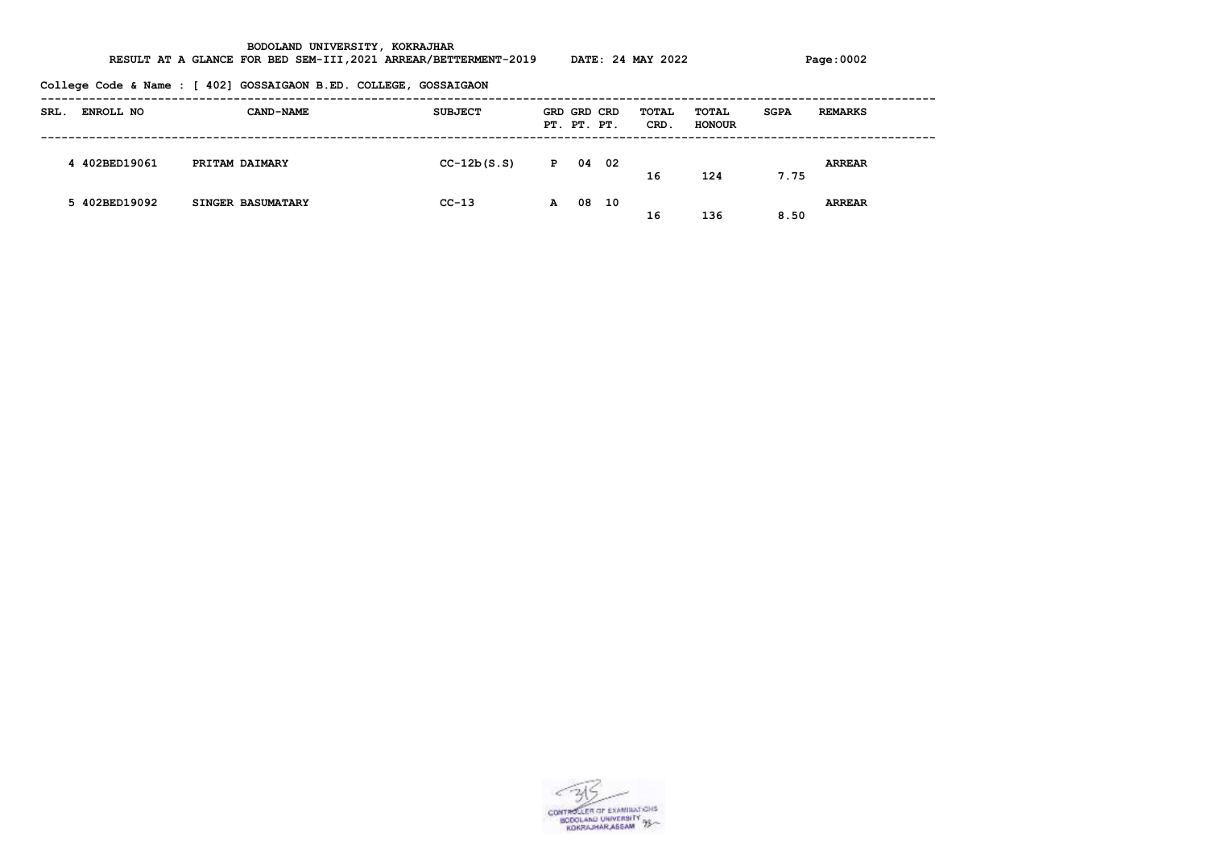**BODOLAND UNIVERSITY, KOKRAJHAR**

**RESULT AT A GLANCE FOR BED SEM-III,2021 ARREAR/BETTERMENT-2019 DATE: 24 MAY 2022**

**College Code & Name : [ 402] GOSSAIGAON B.ED. COLLEGE, GOSSAIGAON**

| SRL. | ENROLL NO | CAND-NAME | SUBJECT | GRD PT. | GRD PT. | CRD PT. | TOTAL CRD. | TOTAL HONOUR | SGPA | REMARKS |
|---|---|---|---|---|---|---|---|---|---|---|
| 4 | 402BED19061 | PRITAM DAIMARY | CC-12b(S.S) | P | 04 | 02 | 16 | 124 | 7.75 | ARREAR |
| 5 | 402BED19092 | SINGER BASUMATARY | CC-13 | A | 08 | 10 | 16 | 136 | 8.50 | ARREAR |

CONTROLLER OF EXAMINATIONS
BODOLAND UNIVERSITY
KOKRAJHAR,ASSAM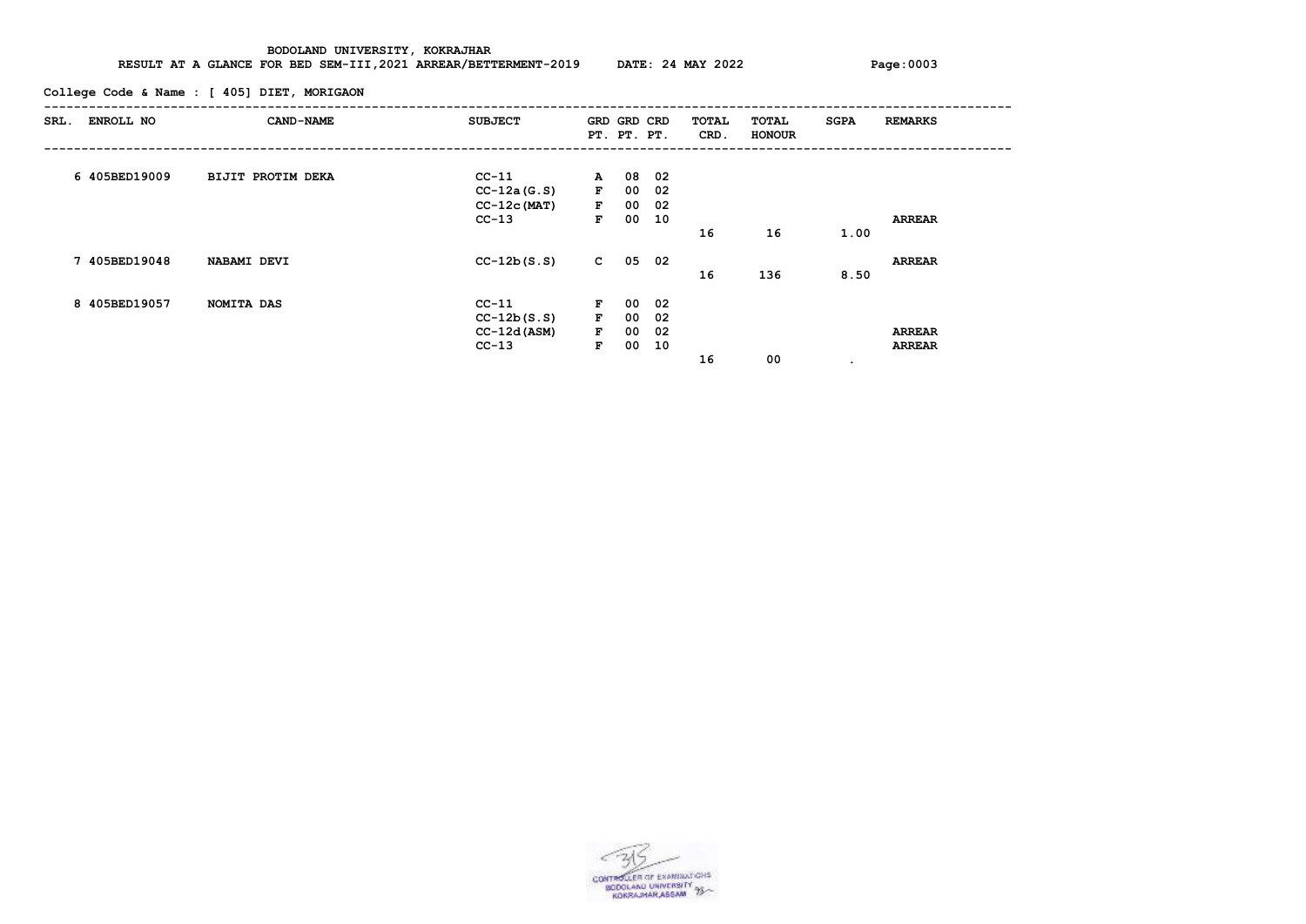BODOLAND UNIVERSITY, KOKRAJHAR

RESULT AT A GLANCE FOR BED SEM-III,2021 ARREAR/BETTERMENT-2019 DATE: 24 MAY 2022

College Code & Name : [ 405] DIET, MORIGAON

| SRL. | ENROLL NO | CAND-NAME | SUBJECT | GRD PT. | GRD PT. | CRD PT. | TOTAL CRD. | TOTAL HONOUR | SGPA | REMARKS |
|---|---|---|---|---|---|---|---|---|---|---|
| 6 | 405BED19009 | BIJIT PROTIM DEKA | CC-11 | A | 08 | 02 | | | | |
| | | | CC-12a(G.S) | F | 00 | 02 | | | | |
| | | | CC-12c(MAT) | F | 00 | 02 | | | | |
| | | | CC-13 | F | 00 | 10 | | | | ARREAR |
| | | | | | | | 16 | 16 | 1.00 | |
| 7 | 405BED19048 | NABAMI DEVI | CC-12b(S.S) | C | 05 | 02 | | | | ARREAR |
| | | | | | | | 16 | 136 | 8.50 | |
| 8 | 405BED19057 | NOMITA DAS | CC-11 | F | 00 | 02 | | | | |
| | | | CC-12b(S.S) | F | 00 | 02 | | | | |
| | | | CC-12d(ASM) | F | 00 | 02 | | | | ARREAR |
| | | | CC-13 | F | 00 | 10 | | | | ARREAR |
| | | | | | | | 16 | 00 | . | |

CONTROLLER OF EXAMINATIONS
BODOLAND UNIVERSITY
KOKRAJHAR,ASSAM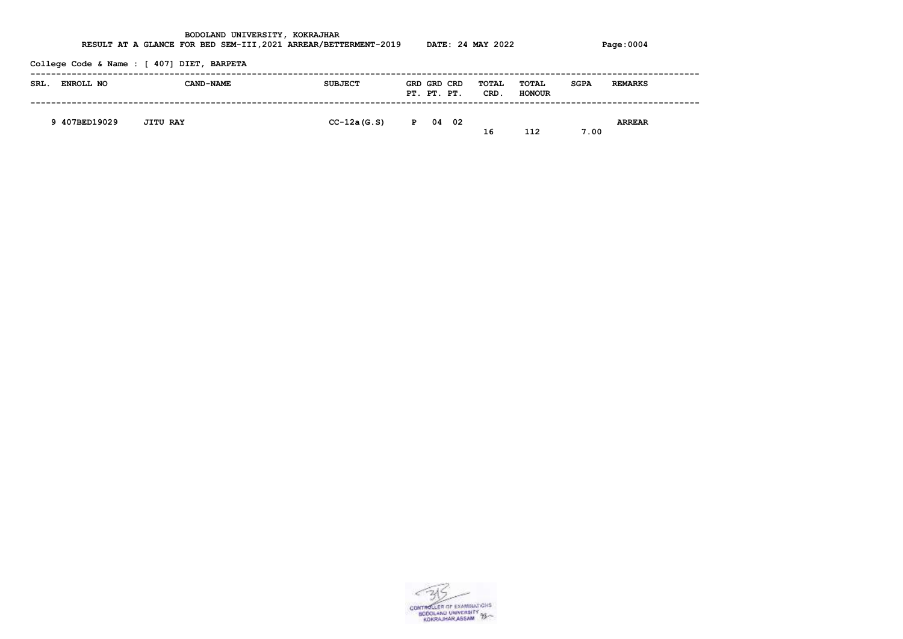BODOLAND UNIVERSITY, KOKRAJHAR

RESULT AT A GLANCE FOR BED SEM-III,2021 ARREAR/BETTERMENT-2019 DATE: 24 MAY 2022

College Code & Name : [ 407] DIET, BARPETA

| SRL. | ENROLL NO | CAND-NAME | SUBJECT | GRD PT. | GRD PT. | CRD PT. | TOTAL CRD. | TOTAL HONOUR | SGPA | REMARKS |
|---|---|---|---|---|---|---|---|---|---|---|
| 9 | 407BED19029 | JITU RAY | CC-12a(G.S) | P | 04 | 02 | | | | ARREAR |
| | | | | | | | 16 | 112 | 7.00 | |

CONTROLLER OF EXAMINATIONS
BODOLAND UNIVERSITY
KOKRAJHAR,ASSAM